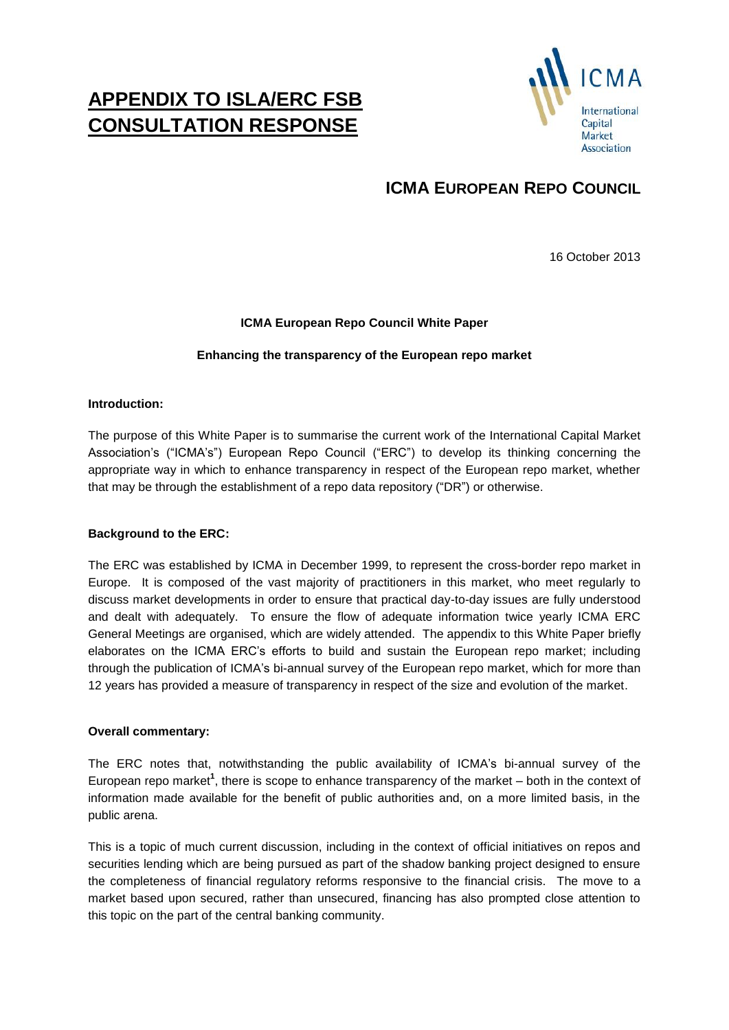# APPENDIX TO ISLA/ERC FSB CONSULTATION RESPONSE

## ICMA EUROPEAN REPO COUNCIL

16 October 2013

**ICMA European Repo Council White Paper**

**Enhancing the transparency of the European repo market**

**Introduction:**

The purpose of this White Paper is to summarise the current work of the International Capital Market Association's ("ICMA's") European Repo Council ("ERC") to develop its thinking concerning the appropriate way in which to enhance transparency in respect of the European repo market, whether that may be through the establishment of a repo data repository ("DR") or otherwise.

**Background to the ERC:**

The ERC was established by ICMA in December 1999, to represent the cross-border repo market in Europe. It is composed of the vast majority of practitioners in this market, who meet regularly to discuss market developments in order to ensure that practical day-to-day issues are fully understood and dealt with adequately. To ensure the flow of adequate information twice yearly ICMA ERC General Meetings are organised, which are widely attended. The appendix to this White Paper briefly elaborates on the ICMA ERC's efforts to build and sustain the European repo market; including through the publication of ICMA's bi-annual survey of the European repo market, which for more than 12 years has provided a measure of transparency in respect of the size and evolution of the market.

**Overall commentary:**

The ERC notes that, notwithstanding the public availability of ICMA's bi-annual survey of the European repo market[1], there is scope to enhance transparency of the market – both in the context of information made available for the benefit of public authorities and, on a more limited basis, in the public arena.

This is a topic of much current discussion, including in the context of official initiatives on repos and securities lending which are being pursued as part of the shadow banking project designed to ensure the completeness of financial regulatory reforms responsive to the financial crisis. The move to a market based upon secured, rather than unsecured, financing has also prompted close attention to this topic on the part of the central banking community.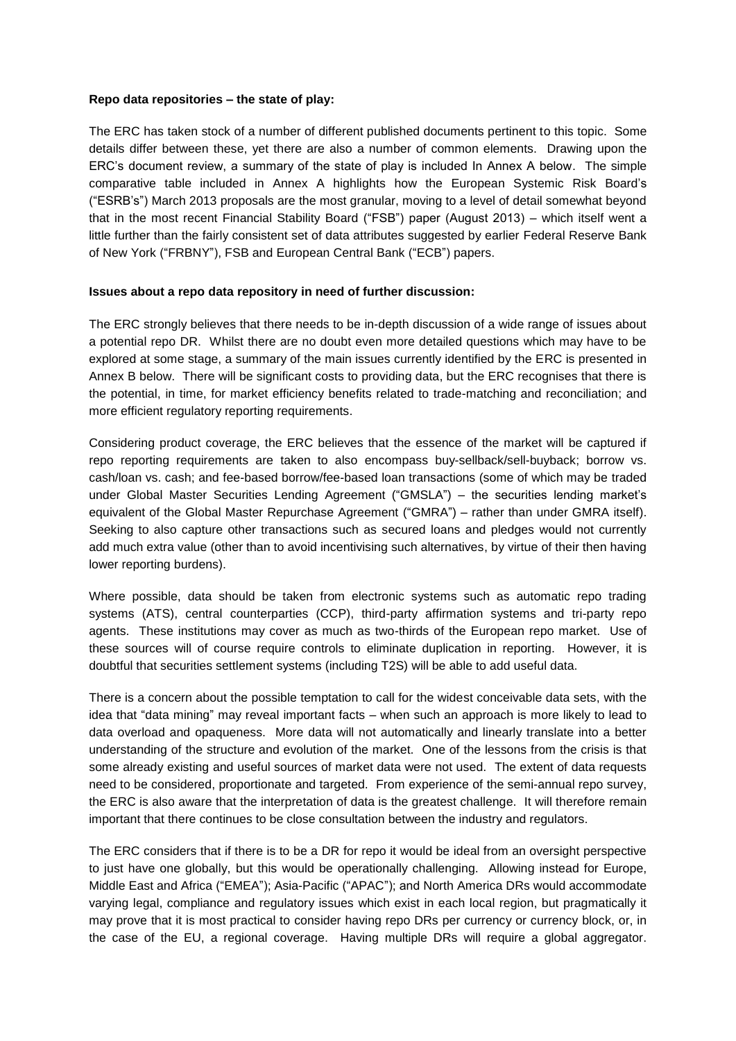**Repo data repositories – the state of play:**

The ERC has taken stock of a number of different published documents pertinent to this topic. Some details differ between these, yet there are also a number of common elements. Drawing upon the ERC's document review, a summary of the state of play is included In Annex A below. The simple comparative table included in Annex A highlights how the European Systemic Risk Board's ("ESRB's") March 2013 proposals are the most granular, moving to a level of detail somewhat beyond that in the most recent Financial Stability Board ("FSB") paper (August 2013) – which itself went a little further than the fairly consistent set of data attributes suggested by earlier Federal Reserve Bank of New York ("FRBNY"), FSB and European Central Bank ("ECB") papers.

**Issues about a repo data repository in need of further discussion:**

The ERC strongly believes that there needs to be in-depth discussion of a wide range of issues about a potential repo DR. Whilst there are no doubt even more detailed questions which may have to be explored at some stage, a summary of the main issues currently identified by the ERC is presented in Annex B below. There will be significant costs to providing data, but the ERC recognises that there is the potential, in time, for market efficiency benefits related to trade-matching and reconciliation; and more efficient regulatory reporting requirements.

Considering product coverage, the ERC believes that the essence of the market will be captured if repo reporting requirements are taken to also encompass buy-sellback/sell-buyback; borrow vs. cash/loan vs. cash; and fee-based borrow/fee-based loan transactions (some of which may be traded under Global Master Securities Lending Agreement ("GMSLA") – the securities lending market's equivalent of the Global Master Repurchase Agreement ("GMRA") – rather than under GMRA itself). Seeking to also capture other transactions such as secured loans and pledges would not currently add much extra value (other than to avoid incentivising such alternatives, by virtue of their then having lower reporting burdens).

Where possible, data should be taken from electronic systems such as automatic repo trading systems (ATS), central counterparties (CCP), third-party affirmation systems and tri-party repo agents. These institutions may cover as much as two-thirds of the European repo market. Use of these sources will of course require controls to eliminate duplication in reporting. However, it is doubtful that securities settlement systems (including T2S) will be able to add useful data.

There is a concern about the possible temptation to call for the widest conceivable data sets, with the idea that "data mining" may reveal important facts – when such an approach is more likely to lead to data overload and opaqueness. More data will not automatically and linearly translate into a better understanding of the structure and evolution of the market. One of the lessons from the crisis is that some already existing and useful sources of market data were not used. The extent of data requests need to be considered, proportionate and targeted. From experience of the semi-annual repo survey, the ERC is also aware that the interpretation of data is the greatest challenge. It will therefore remain important that there continues to be close consultation between the industry and regulators.

The ERC considers that if there is to be a DR for repo it would be ideal from an oversight perspective to just have one globally, but this would be operationally challenging. Allowing instead for Europe, Middle East and Africa ("EMEA"); Asia-Pacific ("APAC"); and North America DRs would accommodate varying legal, compliance and regulatory issues which exist in each local region, but pragmatically it may prove that it is most practical to consider having repo DRs per currency or currency block, or, in the case of the EU, a regional coverage. Having multiple DRs will require a global aggregator.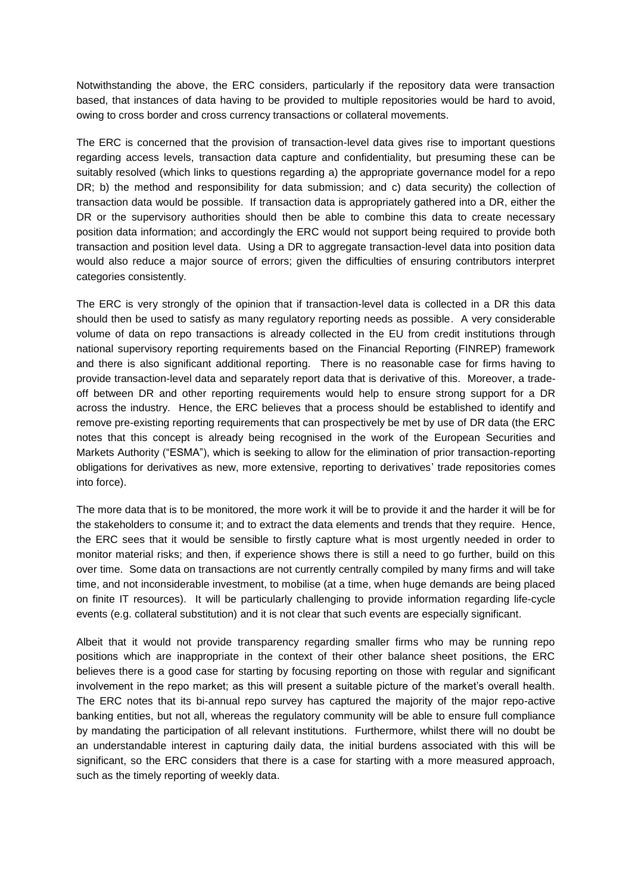Notwithstanding the above, the ERC considers, particularly if the repository data were transaction based, that instances of data having to be provided to multiple repositories would be hard to avoid, owing to cross border and cross currency transactions or collateral movements.

The ERC is concerned that the provision of transaction-level data gives rise to important questions regarding access levels, transaction data capture and confidentiality, but presuming these can be suitably resolved (which links to questions regarding a) the appropriate governance model for a repo DR; b) the method and responsibility for data submission; and c) data security) the collection of transaction data would be possible. If transaction data is appropriately gathered into a DR, either the DR or the supervisory authorities should then be able to combine this data to create necessary position data information; and accordingly the ERC would not support being required to provide both transaction and position level data. Using a DR to aggregate transaction-level data into position data would also reduce a major source of errors; given the difficulties of ensuring contributors interpret categories consistently.

The ERC is very strongly of the opinion that if transaction-level data is collected in a DR this data should then be used to satisfy as many regulatory reporting needs as possible. A very considerable volume of data on repo transactions is already collected in the EU from credit institutions through national supervisory reporting requirements based on the Financial Reporting (FINREP) framework and there is also significant additional reporting. There is no reasonable case for firms having to provide transaction-level data and separately report data that is derivative of this. Moreover, a trade-off between DR and other reporting requirements would help to ensure strong support for a DR across the industry. Hence, the ERC believes that a process should be established to identify and remove pre-existing reporting requirements that can prospectively be met by use of DR data (the ERC notes that this concept is already being recognised in the work of the European Securities and Markets Authority ("ESMA"), which is seeking to allow for the elimination of prior transaction-reporting obligations for derivatives as new, more extensive, reporting to derivatives' trade repositories comes into force).

The more data that is to be monitored, the more work it will be to provide it and the harder it will be for the stakeholders to consume it; and to extract the data elements and trends that they require. Hence, the ERC sees that it would be sensible to firstly capture what is most urgently needed in order to monitor material risks; and then, if experience shows there is still a need to go further, build on this over time. Some data on transactions are not currently centrally compiled by many firms and will take time, and not inconsiderable investment, to mobilise (at a time, when huge demands are being placed on finite IT resources). It will be particularly challenging to provide information regarding life-cycle events (e.g. collateral substitution) and it is not clear that such events are especially significant.

Albeit that it would not provide transparency regarding smaller firms who may be running repo positions which are inappropriate in the context of their other balance sheet positions, the ERC believes there is a good case for starting by focusing reporting on those with regular and significant involvement in the repo market; as this will present a suitable picture of the market's overall health. The ERC notes that its bi-annual repo survey has captured the majority of the major repo-active banking entities, but not all, whereas the regulatory community will be able to ensure full compliance by mandating the participation of all relevant institutions. Furthermore, whilst there will no doubt be an understandable interest in capturing daily data, the initial burdens associated with this will be significant, so the ERC considers that there is a case for starting with a more measured approach, such as the timely reporting of weekly data.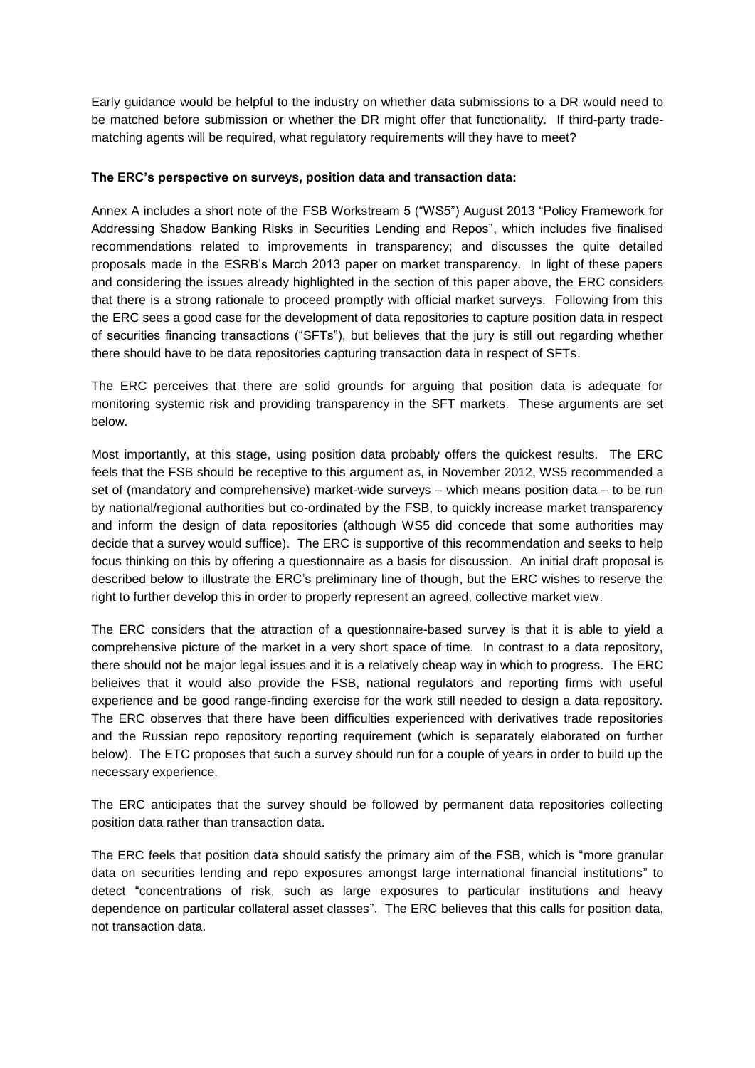Early guidance would be helpful to the industry on whether data submissions to a DR would need to be matched before submission or whether the DR might offer that functionality. If third-party trade-matching agents will be required, what regulatory requirements will they have to meet?

**The ERC's perspective on surveys, position data and transaction data:**

Annex A includes a short note of the FSB Workstream 5 ("WS5") August 2013 "Policy Framework for Addressing Shadow Banking Risks in Securities Lending and Repos", which includes five finalised recommendations related to improvements in transparency; and discusses the quite detailed proposals made in the ESRB's March 2013 paper on market transparency. In light of these papers and considering the issues already highlighted in the section of this paper above, the ERC considers that there is a strong rationale to proceed promptly with official market surveys. Following from this the ERC sees a good case for the development of data repositories to capture position data in respect of securities financing transactions ("SFTs"), but believes that the jury is still out regarding whether there should have to be data repositories capturing transaction data in respect of SFTs.

The ERC perceives that there are solid grounds for arguing that position data is adequate for monitoring systemic risk and providing transparency in the SFT markets. These arguments are set below.

Most importantly, at this stage, using position data probably offers the quickest results. The ERC feels that the FSB should be receptive to this argument as, in November 2012, WS5 recommended a set of (mandatory and comprehensive) market-wide surveys – which means position data – to be run by national/regional authorities but co-ordinated by the FSB, to quickly increase market transparency and inform the design of data repositories (although WS5 did concede that some authorities may decide that a survey would suffice). The ERC is supportive of this recommendation and seeks to help focus thinking on this by offering a questionnaire as a basis for discussion. An initial draft proposal is described below to illustrate the ERC's preliminary line of though, but the ERC wishes to reserve the right to further develop this in order to properly represent an agreed, collective market view.

The ERC considers that the attraction of a questionnaire-based survey is that it is able to yield a comprehensive picture of the market in a very short space of time. In contrast to a data repository, there should not be major legal issues and it is a relatively cheap way in which to progress. The ERC belieives that it would also provide the FSB, national regulators and reporting firms with useful experience and be good range-finding exercise for the work still needed to design a data repository. The ERC observes that there have been difficulties experienced with derivatives trade repositories and the Russian repo repository reporting requirement (which is separately elaborated on further below). The ETC proposes that such a survey should run for a couple of years in order to build up the necessary experience.

The ERC anticipates that the survey should be followed by permanent data repositories collecting position data rather than transaction data.

The ERC feels that position data should satisfy the primary aim of the FSB, which is "more granular data on securities lending and repo exposures amongst large international financial institutions" to detect "concentrations of risk, such as large exposures to particular institutions and heavy dependence on particular collateral asset classes". The ERC believes that this calls for position data, not transaction data.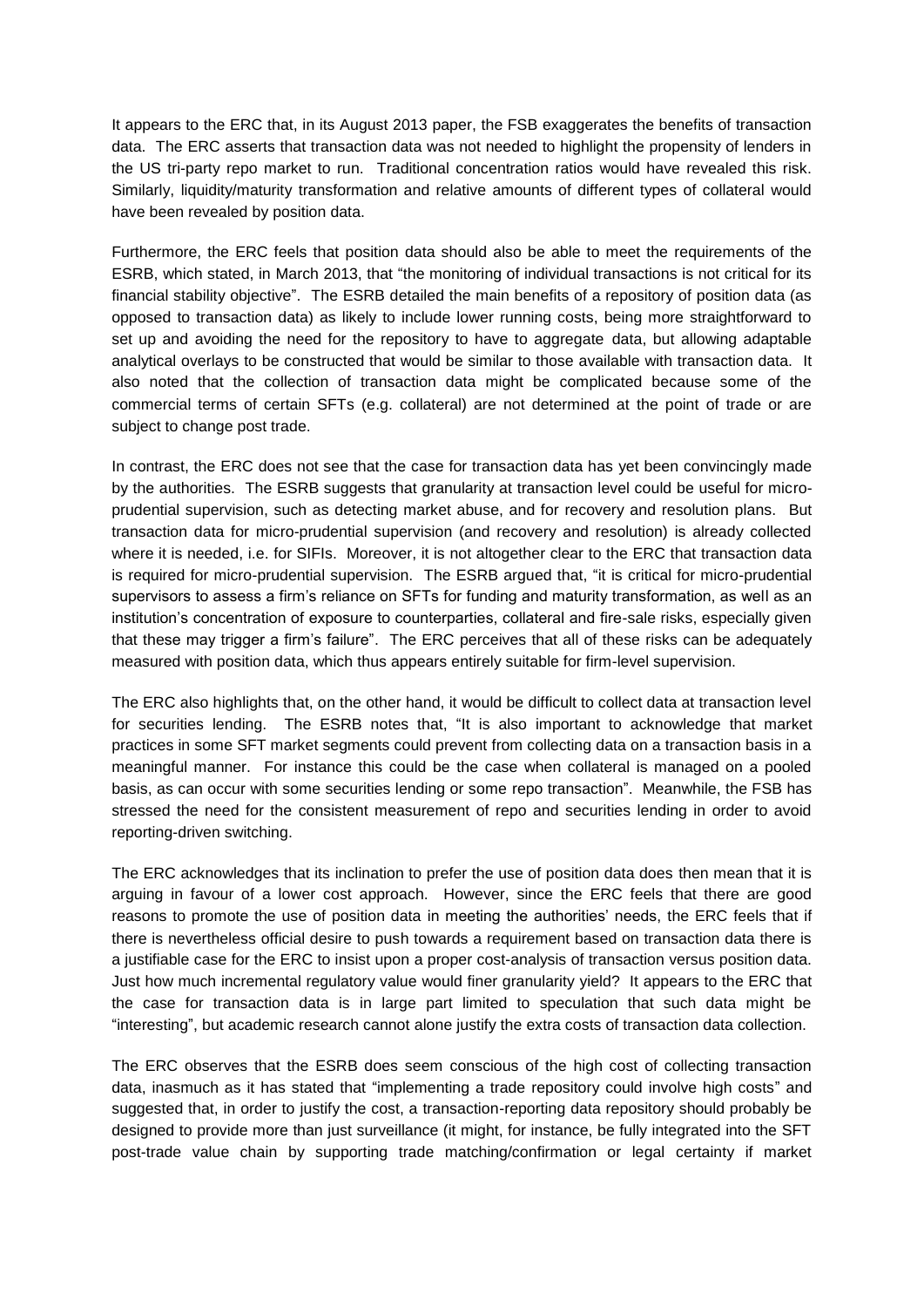It appears to the ERC that, in its August 2013 paper, the FSB exaggerates the benefits of transaction data. The ERC asserts that transaction data was not needed to highlight the propensity of lenders in the US tri-party repo market to run. Traditional concentration ratios would have revealed this risk. Similarly, liquidity/maturity transformation and relative amounts of different types of collateral would have been revealed by position data.

Furthermore, the ERC feels that position data should also be able to meet the requirements of the ESRB, which stated, in March 2013, that "the monitoring of individual transactions is not critical for its financial stability objective". The ESRB detailed the main benefits of a repository of position data (as opposed to transaction data) as likely to include lower running costs, being more straightforward to set up and avoiding the need for the repository to have to aggregate data, but allowing adaptable analytical overlays to be constructed that would be similar to those available with transaction data. It also noted that the collection of transaction data might be complicated because some of the commercial terms of certain SFTs (e.g. collateral) are not determined at the point of trade or are subject to change post trade.

In contrast, the ERC does not see that the case for transaction data has yet been convincingly made by the authorities. The ESRB suggests that granularity at transaction level could be useful for micro-prudential supervision, such as detecting market abuse, and for recovery and resolution plans. But transaction data for micro-prudential supervision (and recovery and resolution) is already collected where it is needed, i.e. for SIFIs. Moreover, it is not altogether clear to the ERC that transaction data is required for micro-prudential supervision. The ESRB argued that, "it is critical for micro-prudential supervisors to assess a firm's reliance on SFTs for funding and maturity transformation, as well as an institution's concentration of exposure to counterparties, collateral and fire-sale risks, especially given that these may trigger a firm's failure". The ERC perceives that all of these risks can be adequately measured with position data, which thus appears entirely suitable for firm-level supervision.

The ERC also highlights that, on the other hand, it would be difficult to collect data at transaction level for securities lending. The ESRB notes that, "It is also important to acknowledge that market practices in some SFT market segments could prevent from collecting data on a transaction basis in a meaningful manner. For instance this could be the case when collateral is managed on a pooled basis, as can occur with some securities lending or some repo transaction". Meanwhile, the FSB has stressed the need for the consistent measurement of repo and securities lending in order to avoid reporting-driven switching.

The ERC acknowledges that its inclination to prefer the use of position data does then mean that it is arguing in favour of a lower cost approach. However, since the ERC feels that there are good reasons to promote the use of position data in meeting the authorities' needs, the ERC feels that if there is nevertheless official desire to push towards a requirement based on transaction data there is a justifiable case for the ERC to insist upon a proper cost-analysis of transaction versus position data. Just how much incremental regulatory value would finer granularity yield? It appears to the ERC that the case for transaction data is in large part limited to speculation that such data might be "interesting", but academic research cannot alone justify the extra costs of transaction data collection.

The ERC observes that the ESRB does seem conscious of the high cost of collecting transaction data, inasmuch as it has stated that "implementing a trade repository could involve high costs" and suggested that, in order to justify the cost, a transaction-reporting data repository should probably be designed to provide more than just surveillance (it might, for instance, be fully integrated into the SFT post-trade value chain by supporting trade matching/confirmation or legal certainty if market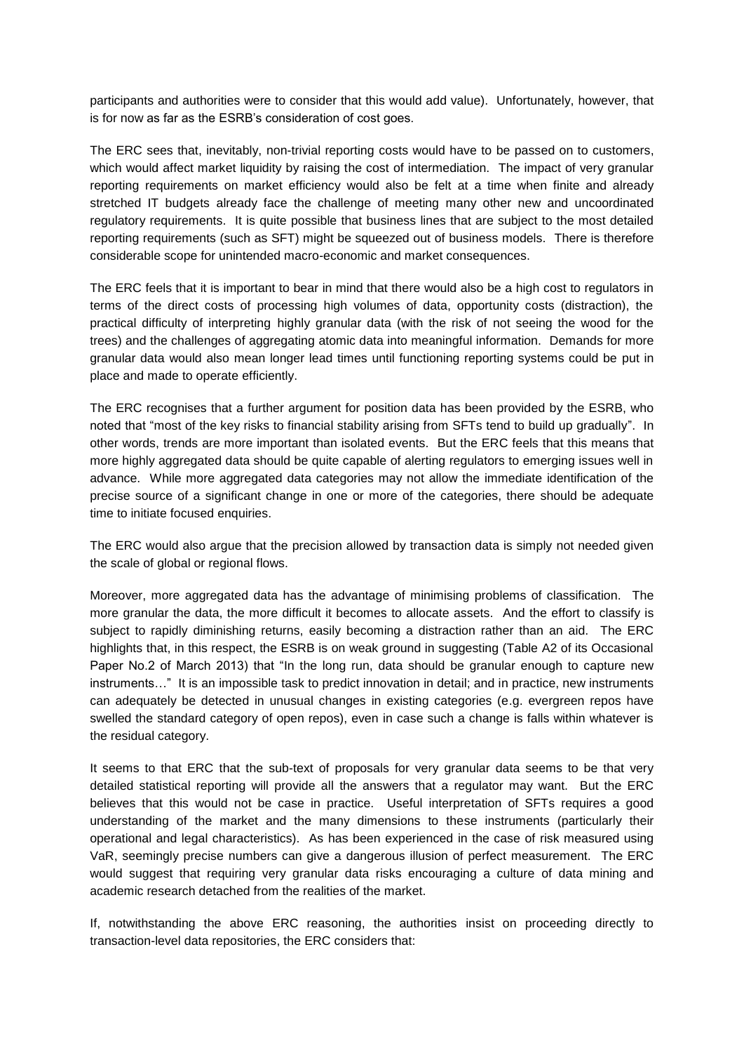participants and authorities were to consider that this would add value). Unfortunately, however, that is for now as far as the ESRB's consideration of cost goes.

The ERC sees that, inevitably, non-trivial reporting costs would have to be passed on to customers, which would affect market liquidity by raising the cost of intermediation. The impact of very granular reporting requirements on market efficiency would also be felt at a time when finite and already stretched IT budgets already face the challenge of meeting many other new and uncoordinated regulatory requirements. It is quite possible that business lines that are subject to the most detailed reporting requirements (such as SFT) might be squeezed out of business models. There is therefore considerable scope for unintended macro-economic and market consequences.

The ERC feels that it is important to bear in mind that there would also be a high cost to regulators in terms of the direct costs of processing high volumes of data, opportunity costs (distraction), the practical difficulty of interpreting highly granular data (with the risk of not seeing the wood for the trees) and the challenges of aggregating atomic data into meaningful information. Demands for more granular data would also mean longer lead times until functioning reporting systems could be put in place and made to operate efficiently.

The ERC recognises that a further argument for position data has been provided by the ESRB, who noted that "most of the key risks to financial stability arising from SFTs tend to build up gradually". In other words, trends are more important than isolated events. But the ERC feels that this means that more highly aggregated data should be quite capable of alerting regulators to emerging issues well in advance. While more aggregated data categories may not allow the immediate identification of the precise source of a significant change in one or more of the categories, there should be adequate time to initiate focused enquiries.

The ERC would also argue that the precision allowed by transaction data is simply not needed given the scale of global or regional flows.

Moreover, more aggregated data has the advantage of minimising problems of classification. The more granular the data, the more difficult it becomes to allocate assets. And the effort to classify is subject to rapidly diminishing returns, easily becoming a distraction rather than an aid. The ERC highlights that, in this respect, the ESRB is on weak ground in suggesting (Table A2 of its Occasional Paper No.2 of March 2013) that "In the long run, data should be granular enough to capture new instruments…" It is an impossible task to predict innovation in detail; and in practice, new instruments can adequately be detected in unusual changes in existing categories (e.g. evergreen repos have swelled the standard category of open repos), even in case such a change is falls within whatever is the residual category.

It seems to that ERC that the sub-text of proposals for very granular data seems to be that very detailed statistical reporting will provide all the answers that a regulator may want. But the ERC believes that this would not be case in practice. Useful interpretation of SFTs requires a good understanding of the market and the many dimensions to these instruments (particularly their operational and legal characteristics). As has been experienced in the case of risk measured using VaR, seemingly precise numbers can give a dangerous illusion of perfect measurement. The ERC would suggest that requiring very granular data risks encouraging a culture of data mining and academic research detached from the realities of the market.

If, notwithstanding the above ERC reasoning, the authorities insist on proceeding directly to transaction-level data repositories, the ERC considers that: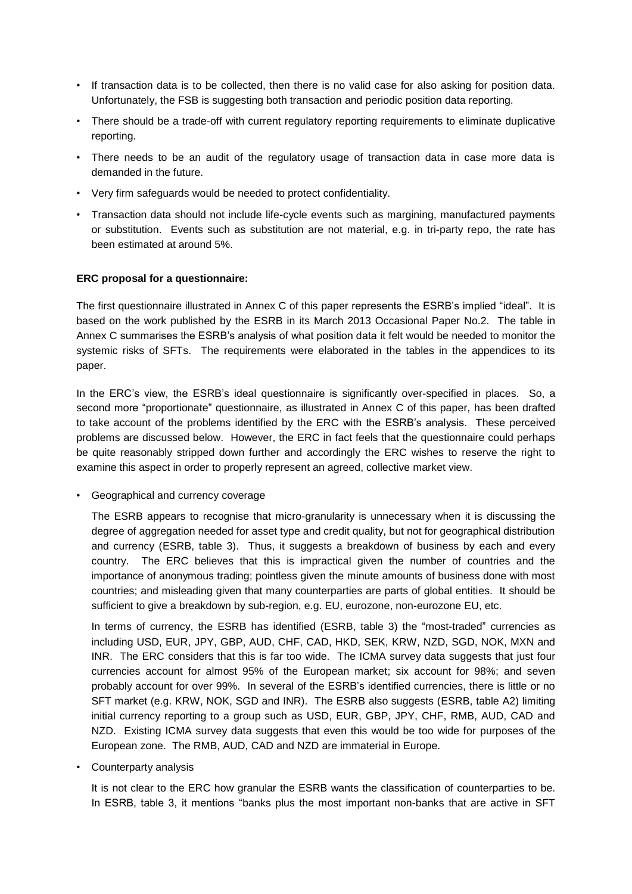- If transaction data is to be collected, then there is no valid case for also asking for position data. Unfortunately, the FSB is suggesting both transaction and periodic position data reporting.
- There should be a trade-off with current regulatory reporting requirements to eliminate duplicative reporting.
- There needs to be an audit of the regulatory usage of transaction data in case more data is demanded in the future.
- Very firm safeguards would be needed to protect confidentiality.
- Transaction data should not include life-cycle events such as margining, manufactured payments or substitution. Events such as substitution are not material, e.g. in tri-party repo, the rate has been estimated at around 5%.

**ERC proposal for a questionnaire:**

The first questionnaire illustrated in Annex C of this paper represents the ESRB's implied "ideal". It is based on the work published by the ESRB in its March 2013 Occasional Paper No.2. The table in Annex C summarises the ESRB's analysis of what position data it felt would be needed to monitor the systemic risks of SFTs. The requirements were elaborated in the tables in the appendices to its paper.

In the ERC's view, the ESRB's ideal questionnaire is significantly over-specified in places. So, a second more "proportionate" questionnaire, as illustrated in Annex C of this paper, has been drafted to take account of the problems identified by the ERC with the ESRB's analysis. These perceived problems are discussed below. However, the ERC in fact feels that the questionnaire could perhaps be quite reasonably stripped down further and accordingly the ERC wishes to reserve the right to examine this aspect in order to properly represent an agreed, collective market view.

- Geographical and currency coverage

  The ESRB appears to recognise that micro-granularity is unnecessary when it is discussing the degree of aggregation needed for asset type and credit quality, but not for geographical distribution and currency (ESRB, table 3). Thus, it suggests a breakdown of business by each and every country. The ERC believes that this is impractical given the number of countries and the importance of anonymous trading; pointless given the minute amounts of business done with most countries; and misleading given that many counterparties are parts of global entities. It should be sufficient to give a breakdown by sub-region, e.g. EU, eurozone, non-eurozone EU, etc.

  In terms of currency, the ESRB has identified (ESRB, table 3) the "most-traded" currencies as including USD, EUR, JPY, GBP, AUD, CHF, CAD, HKD, SEK, KRW, NZD, SGD, NOK, MXN and INR. The ERC considers that this is far too wide. The ICMA survey data suggests that just four currencies account for almost 95% of the European market; six account for 98%; and seven probably account for over 99%. In several of the ESRB's identified currencies, there is little or no SFT market (e.g. KRW, NOK, SGD and INR). The ESRB also suggests (ESRB, table A2) limiting initial currency reporting to a group such as USD, EUR, GBP, JPY, CHF, RMB, AUD, CAD and NZD. Existing ICMA survey data suggests that even this would be too wide for purposes of the European zone. The RMB, AUD, CAD and NZD are immaterial in Europe.

- Counterparty analysis

  It is not clear to the ERC how granular the ESRB wants the classification of counterparties to be. In ESRB, table 3, it mentions "banks plus the most important non-banks that are active in SFT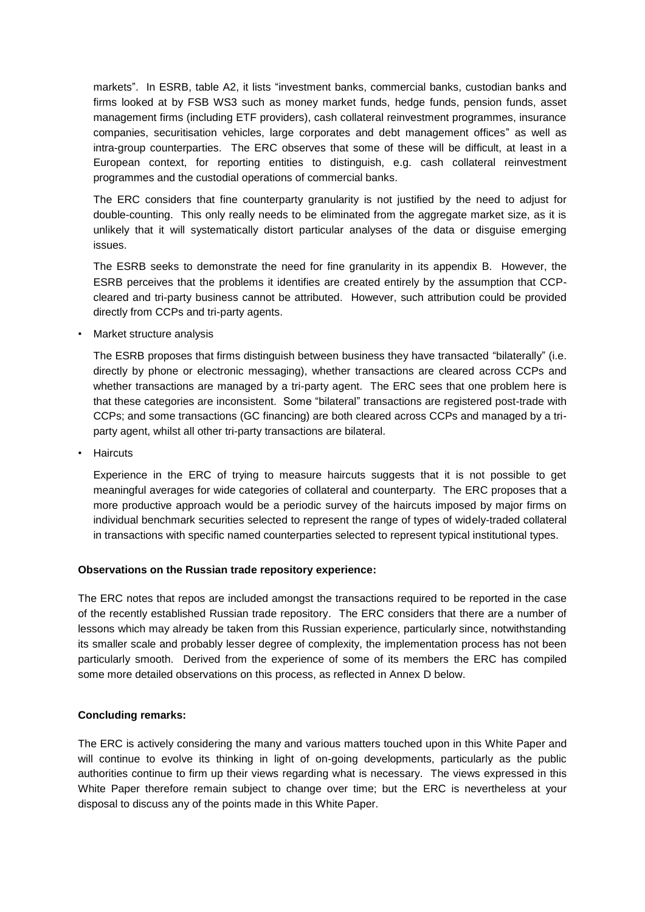markets". In ESRB, table A2, it lists "investment banks, commercial banks, custodian banks and firms looked at by FSB WS3 such as money market funds, hedge funds, pension funds, asset management firms (including ETF providers), cash collateral reinvestment programmes, insurance companies, securitisation vehicles, large corporates and debt management offices" as well as intra-group counterparties. The ERC observes that some of these will be difficult, at least in a European context, for reporting entities to distinguish, e.g. cash collateral reinvestment programmes and the custodial operations of commercial banks.

The ERC considers that fine counterparty granularity is not justified by the need to adjust for double-counting. This only really needs to be eliminated from the aggregate market size, as it is unlikely that it will systematically distort particular analyses of the data or disguise emerging issues.

The ESRB seeks to demonstrate the need for fine granularity in its appendix B. However, the ESRB perceives that the problems it identifies are created entirely by the assumption that CCP-cleared and tri-party business cannot be attributed. However, such attribution could be provided directly from CCPs and tri-party agents.

- Market structure analysis

  The ESRB proposes that firms distinguish between business they have transacted "bilaterally" (i.e. directly by phone or electronic messaging), whether transactions are cleared across CCPs and whether transactions are managed by a tri-party agent. The ERC sees that one problem here is that these categories are inconsistent. Some "bilateral" transactions are registered post-trade with CCPs; and some transactions (GC financing) are both cleared across CCPs and managed by a tri-party agent, whilst all other tri-party transactions are bilateral.

- Haircuts

  Experience in the ERC of trying to measure haircuts suggests that it is not possible to get meaningful averages for wide categories of collateral and counterparty. The ERC proposes that a more productive approach would be a periodic survey of the haircuts imposed by major firms on individual benchmark securities selected to represent the range of types of widely-traded collateral in transactions with specific named counterparties selected to represent typical institutional types.

**Observations on the Russian trade repository experience:**

The ERC notes that repos are included amongst the transactions required to be reported in the case of the recently established Russian trade repository. The ERC considers that there are a number of lessons which may already be taken from this Russian experience, particularly since, notwithstanding its smaller scale and probably lesser degree of complexity, the implementation process has not been particularly smooth. Derived from the experience of some of its members the ERC has compiled some more detailed observations on this process, as reflected in Annex D below.

**Concluding remarks:**

The ERC is actively considering the many and various matters touched upon in this White Paper and will continue to evolve its thinking in light of on-going developments, particularly as the public authorities continue to firm up their views regarding what is necessary. The views expressed in this White Paper therefore remain subject to change over time; but the ERC is nevertheless at your disposal to discuss any of the points made in this White Paper.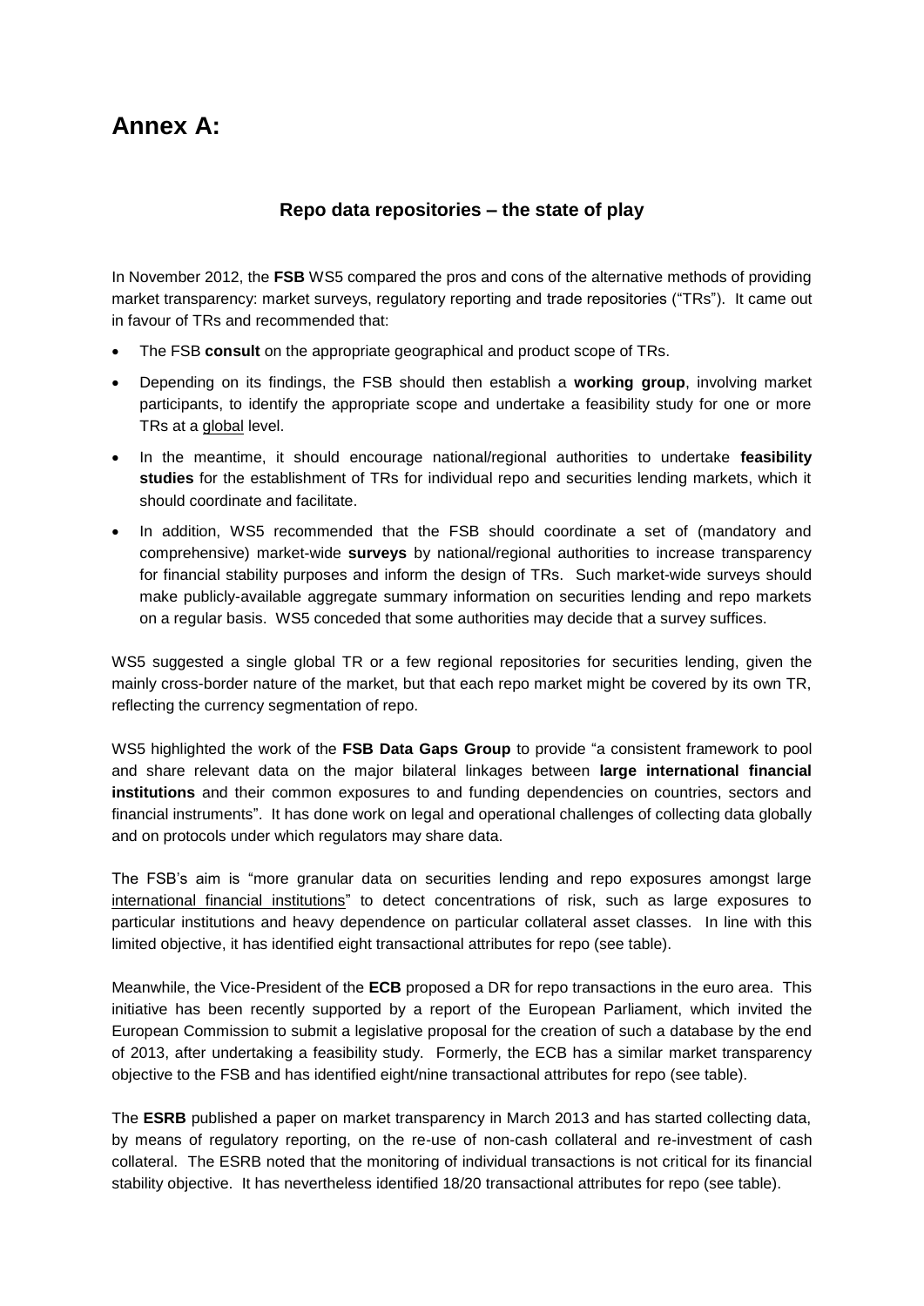# Annex A:

## Repo data repositories – the state of play

In November 2012, the **FSB** WS5 compared the pros and cons of the alternative methods of providing market transparency: market surveys, regulatory reporting and trade repositories ("TRs"). It came out in favour of TRs and recommended that:

- The FSB **consult** on the appropriate geographical and product scope of TRs.
- Depending on its findings, the FSB should then establish a **working group**, involving market participants, to identify the appropriate scope and undertake a feasibility study for one or more TRs at a global level.
- In the meantime, it should encourage national/regional authorities to undertake **feasibility studies** for the establishment of TRs for individual repo and securities lending markets, which it should coordinate and facilitate.
- In addition, WS5 recommended that the FSB should coordinate a set of (mandatory and comprehensive) market-wide **surveys** by national/regional authorities to increase transparency for financial stability purposes and inform the design of TRs. Such market-wide surveys should make publicly-available aggregate summary information on securities lending and repo markets on a regular basis. WS5 conceded that some authorities may decide that a survey suffices.

WS5 suggested a single global TR or a few regional repositories for securities lending, given the mainly cross-border nature of the market, but that each repo market might be covered by its own TR, reflecting the currency segmentation of repo.

WS5 highlighted the work of the **FSB Data Gaps Group** to provide "a consistent framework to pool and share relevant data on the major bilateral linkages between **large international financial institutions** and their common exposures to and funding dependencies on countries, sectors and financial instruments". It has done work on legal and operational challenges of collecting data globally and on protocols under which regulators may share data.

The FSB's aim is "more granular data on securities lending and repo exposures amongst large international financial institutions" to detect concentrations of risk, such as large exposures to particular institutions and heavy dependence on particular collateral asset classes. In line with this limited objective, it has identified eight transactional attributes for repo (see table).

Meanwhile, the Vice-President of the **ECB** proposed a DR for repo transactions in the euro area. This initiative has been recently supported by a report of the European Parliament, which invited the European Commission to submit a legislative proposal for the creation of such a database by the end of 2013, after undertaking a feasibility study. Formerly, the ECB has a similar market transparency objective to the FSB and has identified eight/nine transactional attributes for repo (see table).

The **ESRB** published a paper on market transparency in March 2013 and has started collecting data, by means of regulatory reporting, on the re-use of non-cash collateral and re-investment of cash collateral. The ESRB noted that the monitoring of individual transactions is not critical for its financial stability objective. It has nevertheless identified 18/20 transactional attributes for repo (see table).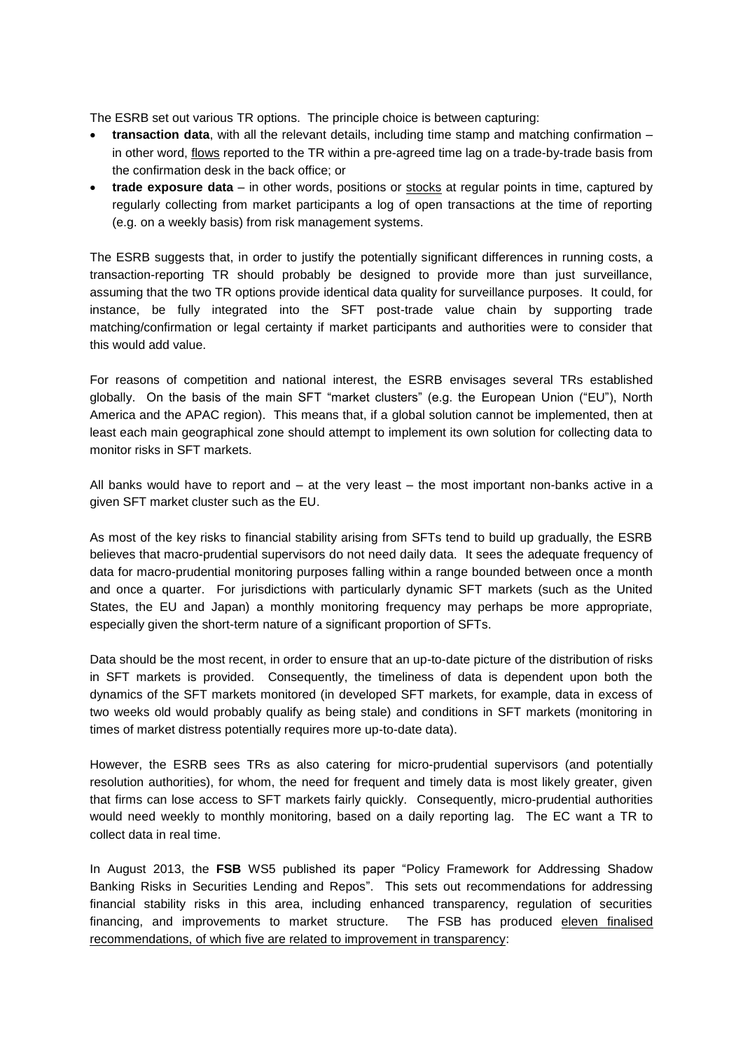The ESRB set out various TR options. The principle choice is between capturing:

- **transaction data**, with all the relevant details, including time stamp and matching confirmation – in other word, flows reported to the TR within a pre-agreed time lag on a trade-by-trade basis from the confirmation desk in the back office; or
- **trade exposure data** – in other words, positions or stocks at regular points in time, captured by regularly collecting from market participants a log of open transactions at the time of reporting (e.g. on a weekly basis) from risk management systems.

The ESRB suggests that, in order to justify the potentially significant differences in running costs, a transaction-reporting TR should probably be designed to provide more than just surveillance, assuming that the two TR options provide identical data quality for surveillance purposes. It could, for instance, be fully integrated into the SFT post-trade value chain by supporting trade matching/confirmation or legal certainty if market participants and authorities were to consider that this would add value.

For reasons of competition and national interest, the ESRB envisages several TRs established globally. On the basis of the main SFT "market clusters" (e.g. the European Union ("EU"), North America and the APAC region). This means that, if a global solution cannot be implemented, then at least each main geographical zone should attempt to implement its own solution for collecting data to monitor risks in SFT markets.

All banks would have to report and – at the very least – the most important non-banks active in a given SFT market cluster such as the EU.

As most of the key risks to financial stability arising from SFTs tend to build up gradually, the ESRB believes that macro-prudential supervisors do not need daily data. It sees the adequate frequency of data for macro-prudential monitoring purposes falling within a range bounded between once a month and once a quarter. For jurisdictions with particularly dynamic SFT markets (such as the United States, the EU and Japan) a monthly monitoring frequency may perhaps be more appropriate, especially given the short-term nature of a significant proportion of SFTs.

Data should be the most recent, in order to ensure that an up-to-date picture of the distribution of risks in SFT markets is provided. Consequently, the timeliness of data is dependent upon both the dynamics of the SFT markets monitored (in developed SFT markets, for example, data in excess of two weeks old would probably qualify as being stale) and conditions in SFT markets (monitoring in times of market distress potentially requires more up-to-date data).

However, the ESRB sees TRs as also catering for micro-prudential supervisors (and potentially resolution authorities), for whom, the need for frequent and timely data is most likely greater, given that firms can lose access to SFT markets fairly quickly. Consequently, micro-prudential authorities would need weekly to monthly monitoring, based on a daily reporting lag. The EC want a TR to collect data in real time.

In August 2013, the **FSB** WS5 published its paper "Policy Framework for Addressing Shadow Banking Risks in Securities Lending and Repos". This sets out recommendations for addressing financial stability risks in this area, including enhanced transparency, regulation of securities financing, and improvements to market structure. The FSB has produced eleven finalised recommendations, of which five are related to improvement in transparency: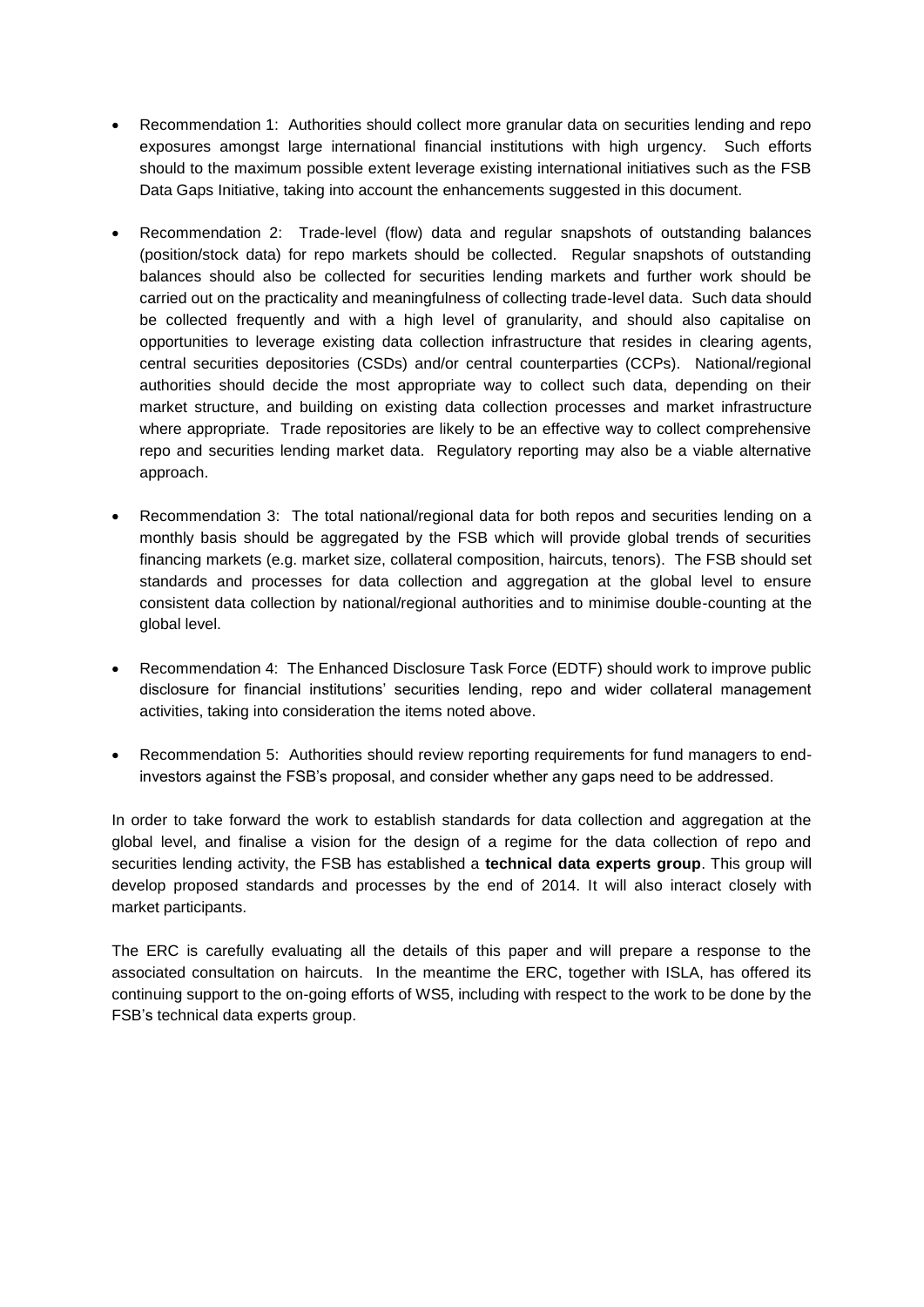- Recommendation 1: Authorities should collect more granular data on securities lending and repo exposures amongst large international financial institutions with high urgency. Such efforts should to the maximum possible extent leverage existing international initiatives such as the FSB Data Gaps Initiative, taking into account the enhancements suggested in this document.

- Recommendation 2: Trade-level (flow) data and regular snapshots of outstanding balances (position/stock data) for repo markets should be collected. Regular snapshots of outstanding balances should also be collected for securities lending markets and further work should be carried out on the practicality and meaningfulness of collecting trade-level data. Such data should be collected frequently and with a high level of granularity, and should also capitalise on opportunities to leverage existing data collection infrastructure that resides in clearing agents, central securities depositories (CSDs) and/or central counterparties (CCPs). National/regional authorities should decide the most appropriate way to collect such data, depending on their market structure, and building on existing data collection processes and market infrastructure where appropriate. Trade repositories are likely to be an effective way to collect comprehensive repo and securities lending market data. Regulatory reporting may also be a viable alternative approach.

- Recommendation 3: The total national/regional data for both repos and securities lending on a monthly basis should be aggregated by the FSB which will provide global trends of securities financing markets (e.g. market size, collateral composition, haircuts, tenors). The FSB should set standards and processes for data collection and aggregation at the global level to ensure consistent data collection by national/regional authorities and to minimise double-counting at the global level.

- Recommendation 4: The Enhanced Disclosure Task Force (EDTF) should work to improve public disclosure for financial institutions' securities lending, repo and wider collateral management activities, taking into consideration the items noted above.

- Recommendation 5: Authorities should review reporting requirements for fund managers to end-investors against the FSB's proposal, and consider whether any gaps need to be addressed.

In order to take forward the work to establish standards for data collection and aggregation at the global level, and finalise a vision for the design of a regime for the data collection of repo and securities lending activity, the FSB has established a **technical data experts group**. This group will develop proposed standards and processes by the end of 2014. It will also interact closely with market participants.

The ERC is carefully evaluating all the details of this paper and will prepare a response to the associated consultation on haircuts. In the meantime the ERC, together with ISLA, has offered its continuing support to the on-going efforts of WS5, including with respect to the work to be done by the FSB's technical data experts group.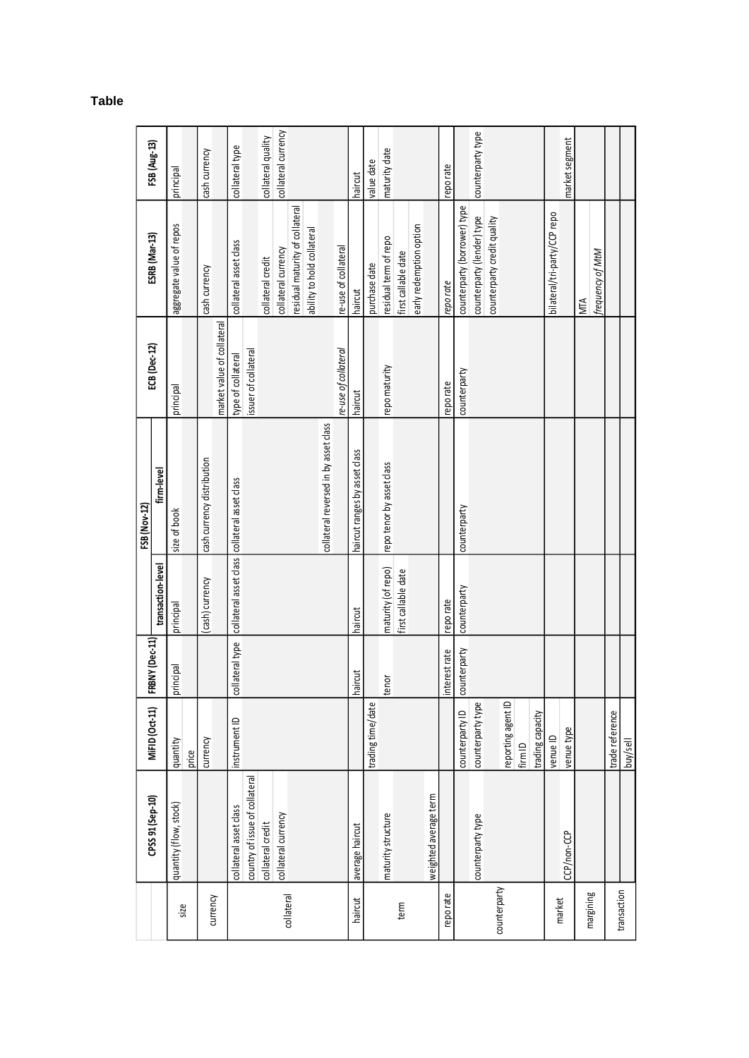**Table**

| | CPSS 91 (Sep-10) | MiFID (Oct-11) | FRBNY (Dec-11) | FSB (Nov-12) | | ECB (Dec-12) | ESRB (Mar-13) | FSB (Aug-13) |
|---|---|---|---|---|---|---|---|---|
| | | | | transaction-level | firm-level | | | |
| size | quantity (flow, stock) | quantity | principal | principal | size of book | principal | aggregate value of repos | principal |
| | | price | | | | | | |
| currency | | currency | | (cash) currency | cash currency distribution | | cash currency | cash currency |
| | | | | | | market value of collateral | | |
| collateral | collateral asset class | instrument ID | collateral type | collateral asset class | collateral asset class | type of collateral | collateral asset class | collateral type |
| | country of issue of collateral | | | | | issuer of collateral | | |
| | collateral credit | | | | | | collateral credit | collateral quality |
| | collateral currency | | | | | | collateral currency | collateral currency |
| | | | | | | | residual maturity of collateral | |
| | | | | | | | ability to hold collateral | |
| | | | | | collateral reversed in by asset class | | | |
| | | | | | | *re-use of collateral* | re-use of collateral | |
| haircut | average haircut | | haircut | haircut | haircut ranges by asset class | haircut | haircut | haircut |
| term | | trading time/date | | | | | purchase date | value date |
| | maturity structure | | tenor | maturity (of repo) | repo tenor by asset class | repo maturity | residual term of repo | maturity date |
| | | | | first callable date | | | first callable date | |
| | | | | | | | early redemption option | |
| | weighted average term | | | | | | | |
| repo rate | | | interest rate | repo rate | | repo rate | *repo rate* | repo rate |
| counterparty | | counterparty ID | counterparty | counterparty | counterparty | counterparty | counterparty (borrower) type | counterparty type |
| | counterparty type | counterparty type | | | | | counterparty (lender) type | |
| | | | | | | | counterparty credit quality | |
| | | reporting agent ID | | | | | | |
| | | firm ID | | | | | | |
| | | trading capacity | | | | | | |
| market | | venue ID | | | | | bilateral/tri-party/CCP repo | |
| | CCP/non-CCP | venue type | | | | | | market segment |
| margining | | | | | | | MTA | |
| | | | | | | | *frequency of MtM* | |
| transaction | | trade reference | | | | | | |
| | | buy/sell | | | | | | |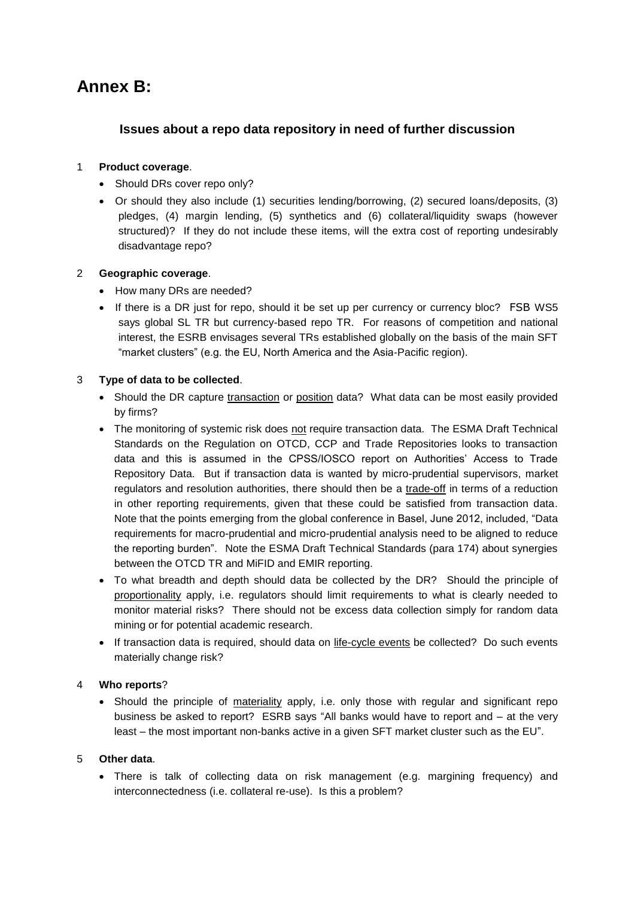# Annex B:

## Issues about a repo data repository in need of further discussion

1 **Product coverage**.

- Should DRs cover repo only?
- Or should they also include (1) securities lending/borrowing, (2) secured loans/deposits, (3) pledges, (4) margin lending, (5) synthetics and (6) collateral/liquidity swaps (however structured)? If they do not include these items, will the extra cost of reporting undesirably disadvantage repo?

2 **Geographic coverage**.

- How many DRs are needed?
- If there is a DR just for repo, should it be set up per currency or currency bloc? FSB WS5 says global SL TR but currency-based repo TR. For reasons of competition and national interest, the ESRB envisages several TRs established globally on the basis of the main SFT "market clusters" (e.g. the EU, North America and the Asia-Pacific region).

3 **Type of data to be collected**.

- Should the DR capture <u>transaction</u> or <u>position</u> data? What data can be most easily provided by firms?
- The monitoring of systemic risk does <u>not</u> require transaction data. The ESMA Draft Technical Standards on the Regulation on OTCD, CCP and Trade Repositories looks to transaction data and this is assumed in the CPSS/IOSCO report on Authorities' Access to Trade Repository Data. But if transaction data is wanted by micro-prudential supervisors, market regulators and resolution authorities, there should then be a <u>trade-off</u> in terms of a reduction in other reporting requirements, given that these could be satisfied from transaction data. Note that the points emerging from the global conference in Basel, June 2012, included, "Data requirements for macro-prudential and micro-prudential analysis need to be aligned to reduce the reporting burden". Note the ESMA Draft Technical Standards (para 174) about synergies between the OTCD TR and MiFID and EMIR reporting.
- To what breadth and depth should data be collected by the DR? Should the principle of <u>proportionality</u> apply, i.e. regulators should limit requirements to what is clearly needed to monitor material risks? There should not be excess data collection simply for random data mining or for potential academic research.
- If transaction data is required, should data on <u>life-cycle events</u> be collected? Do such events materially change risk?

4 **Who reports**?

- Should the principle of <u>materiality</u> apply, i.e. only those with regular and significant repo business be asked to report? ESRB says "All banks would have to report and – at the very least – the most important non-banks active in a given SFT market cluster such as the EU".

5 **Other data**.

- There is talk of collecting data on risk management (e.g. margining frequency) and interconnectedness (i.e. collateral re-use). Is this a problem?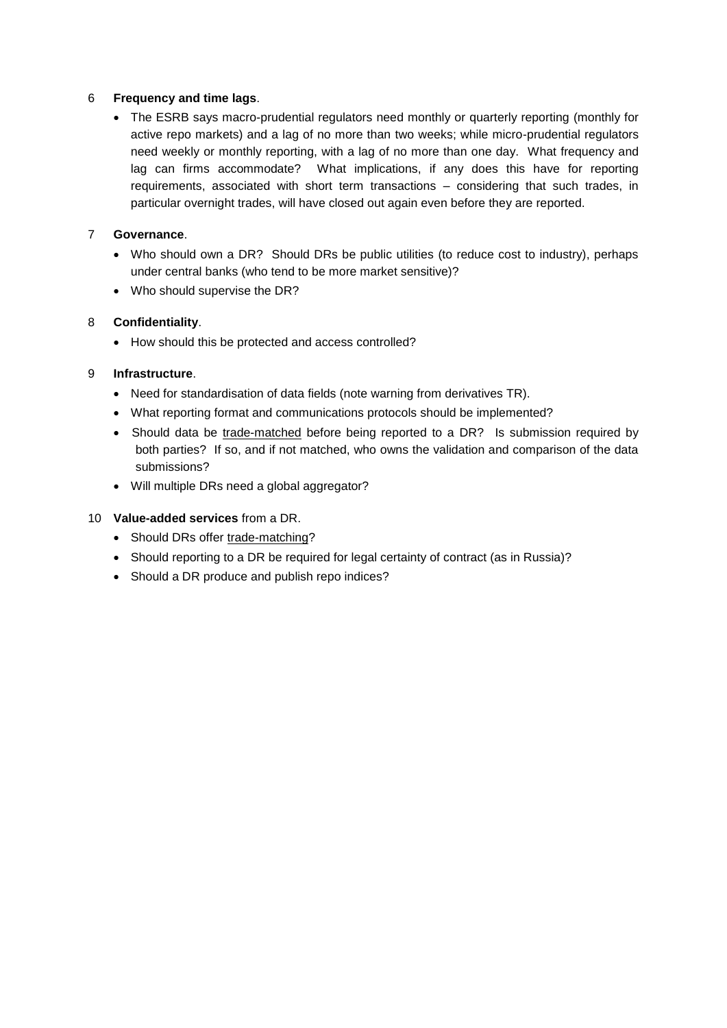6 **Frequency and time lags**.

- The ESRB says macro-prudential regulators need monthly or quarterly reporting (monthly for active repo markets) and a lag of no more than two weeks; while micro-prudential regulators need weekly or monthly reporting, with a lag of no more than one day. What frequency and lag can firms accommodate? What implications, if any does this have for reporting requirements, associated with short term transactions – considering that such trades, in particular overnight trades, will have closed out again even before they are reported.

7 **Governance**.

- Who should own a DR? Should DRs be public utilities (to reduce cost to industry), perhaps under central banks (who tend to be more market sensitive)?
- Who should supervise the DR?

8 **Confidentiality**.

- How should this be protected and access controlled?

9 **Infrastructure**.

- Need for standardisation of data fields (note warning from derivatives TR).
- What reporting format and communications protocols should be implemented?
- Should data be trade-matched before being reported to a DR? Is submission required by both parties? If so, and if not matched, who owns the validation and comparison of the data submissions?
- Will multiple DRs need a global aggregator?

10 **Value-added services** from a DR.

- Should DRs offer trade-matching?
- Should reporting to a DR be required for legal certainty of contract (as in Russia)?
- Should a DR produce and publish repo indices?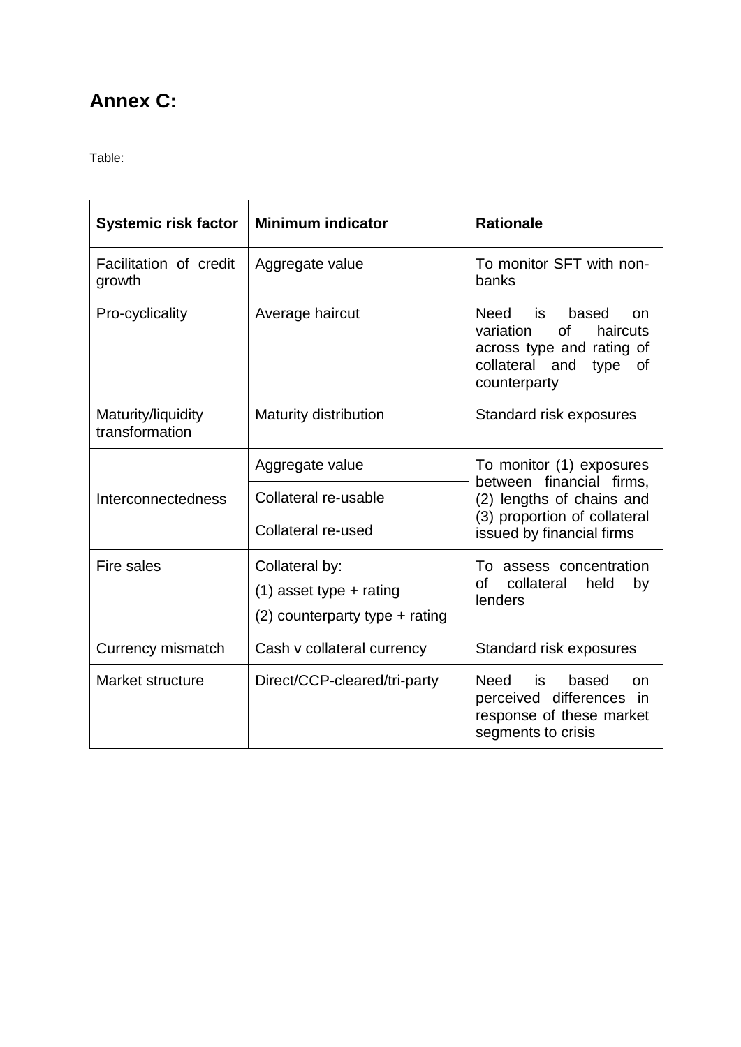## Annex C:

Table:

| Systemic risk factor | Minimum indicator | Rationale |
|---|---|---|
| Facilitation of credit growth | Aggregate value | To monitor SFT with non-banks |
| Pro-cyclicality | Average haircut | Need is based on variation of haircuts across type and rating of collateral and type of counterparty |
| Maturity/liquidity transformation | Maturity distribution | Standard risk exposures |
| Interconnectedness | Aggregate value | To monitor (1) exposures between financial firms, (2) lengths of chains and (3) proportion of collateral issued by financial firms |
| | Collateral re-usable | |
| | Collateral re-used | |
| Fire sales | Collateral by:<br>(1) asset type + rating<br>(2) counterparty type + rating | To assess concentration of collateral held by lenders |
| Currency mismatch | Cash v collateral currency | Standard risk exposures |
| Market structure | Direct/CCP-cleared/tri-party | Need is based on perceived differences in response of these market segments to crisis |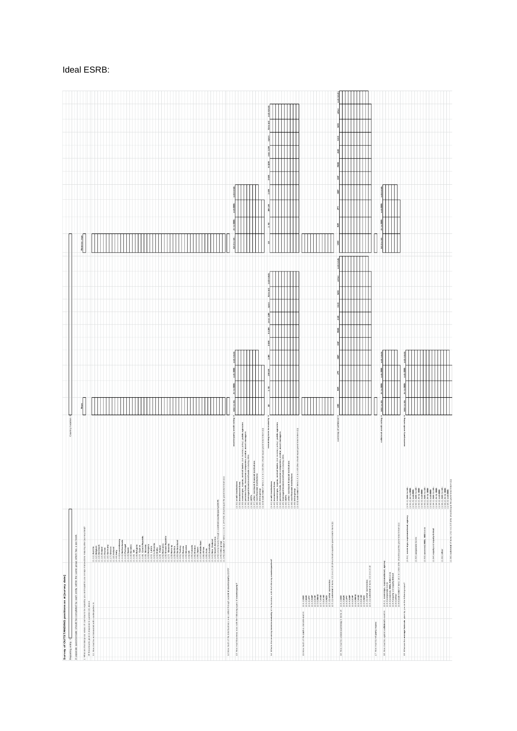Ideal ESRB:

**Survey of OUTSTANDING positions as at [survey date]**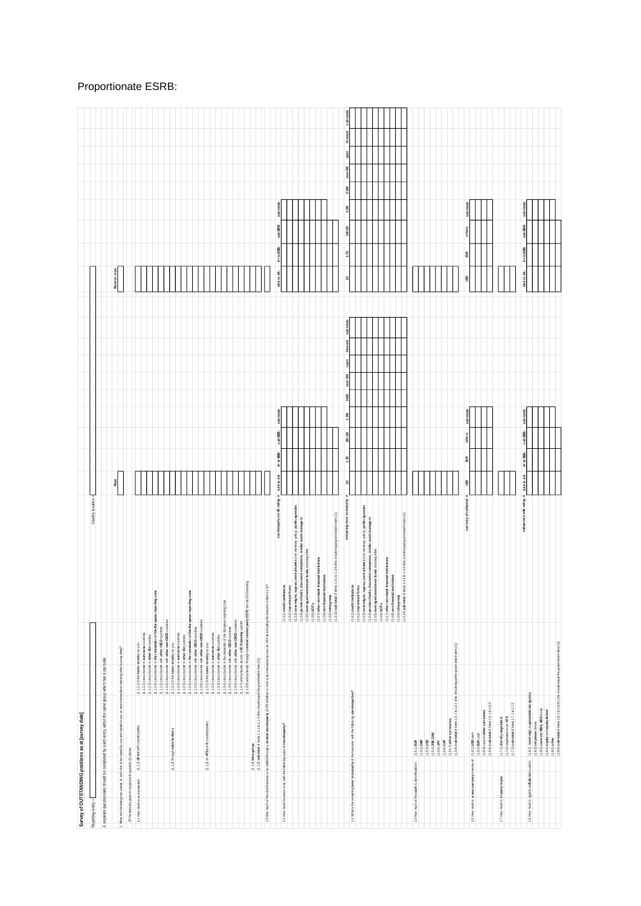Proportionate ESRB:

## Survey of OUTSTANDING positions as at [survey date]

Reporting entity →

Country location →

A separate questionnaire should be completed by each entity within the same group which has a repo book.

1 What are the total gross values of cash due to be repaid by you and repaid to you on repo transactions maturing after [survey date]?

Of the amounts given in response to question (1) above:

| | | | Repo | Reverse repo |
|---|---|---|---|---|
| 1.1 How much was transacted | (1.1.1) direct with counterparties | (1.1.1) in the same country as you | | |
| | | (1.1.2) cross-border in eurozone countries | | |
| | | (1.1.3) cross-border in other EU countries | | |
| | | (1.1.4) cross-border in the remainder of the European reporting zone | | |
| | | (1.1.5) cross-border with other OECD countries | | |
| | | (1.1.6) cross-border with other non-OECD countries | | |
| | (1.1.2) through voice-brokers | (1.2.1) in the same country as you | | |
| | | (1.2.2) cross-border in eurozone countries | | |
| | | (1.2.3) cross-border in other EU countries | | |
| | | (1.2.4) cross-border in the remainder of the European reporting zone | | |
| | | (1.2.5) cross-border with other OECD countries | | |
| | | (1.2.6) cross-border with other non-OECD countries | | |
| | (1.1.3) on ATSs with counterparties | (1.3.1) in the same country as you | | |
| | | (1.3.2) cross-border in eurozone countries | | |
| | | (1.3.3) cross-border in other EU countries | | |
| | | (1.3.4) cross-border in the remainder of the European reporting zone | | |
| | | (1.3.5) cross-border with other OECD countries | | |
| | | (1.3.6) cross-border with other non-OECD countries | | |
| | | (1.3.7) anonymously across a CC financing system | | |
| | | (1.3.8) anonymously through a central counterparty (CCP) but not CC financing | | |
| | (1.1.4) intra-group | | | |
| | (1.1.5) sub-total of items 1.1.1 to 1.1.4 (this should equal the grand total in item (1)) | | | |

| | Repo | Reverse repo |
|---|---|---|
| 1.2 How much of the total business was settled through a central counterparty (CCP) whether or not it was transacted across an ATS (ie including the amounts in items 1.1.3)? | | |

| 1.3 How much business was with the following types of counterparty? | Repo | | | | Reverse repo | | | |
|---|---|---|---|---|---|---|---|---|
| counterparty credit rating → | AAA to AA- | A+ to BBB- | sub-BBB- | sub-totals | AAA to AA- | A+ to BBB- | sub-BBB- | sub-totals |
| (1.3.1) credit institutions | | | | | | | | |
| (1.3.2) investment firms | | | | | | | | |
| (1.3.3) sovereigns, supras, central banks (not monetary policy), public agencies | | | | | | | | |
| (1.3.4) pension funds, insurance companies, similar asset managers | | | | | | | | |
| (1.3.5) leveraged investment funds including AIFs | | | | | | | | |
| (1.3.6) MMFs | | | | | | | | |
| (1.3.7) other non-bank financial institutions | | | | | | | | |
| (1.3.8) non-financial institutions | | | | | | | | |
| (1.3.9) intra-group | | | | | | | | |
| (1.3.10) sub-total of items 1.3.1 to 1.3.9 (this should equal the grand total in item (1)) | | | | | | | | |

| 1.4 What is the remaining term to maturity of the business with the following counterparties? | Repo | | | | | | | | | Reverse repo | | | | | | | | |
|---|---|---|---|---|---|---|---|---|---|---|---|---|---|---|---|---|---|---|
| remaining term to maturity → | 1D | 1-7D | 1W-1M | 1-3M | 3-6M | over 6M | open | forward | sub-totals | 1D | 1-7D | 1W-1M | 1-3M | 3-6M | over 6M | open | forward | sub-totals |
| (1.4.1) credit institutions | | | | | | | | | | | | | | | | | | |
| (1.4.2) investment firms | | | | | | | | | | | | | | | | | | |
| (1.4.3) sovereigns, supras, central banks (not monetary policy), public agencies | | | | | | | | | | | | | | | | | | |
| (1.4.4) pension funds, insurance companies, similar asset managers | | | | | | | | | | | | | | | | | | |
| (1.4.5) leveraged investment funds including AIFs | | | | | | | | | | | | | | | | | | |
| (1.4.6) MMFs | | | | | | | | | | | | | | | | | | |
| (1.4.7) other non-bank financial institutions | | | | | | | | | | | | | | | | | | |
| (1.4.8) non-financial institutions | | | | | | | | | | | | | | | | | | |
| (1.4.9) intra-group | | | | | | | | | | | | | | | | | | |
| (1.4.10) sub-total of items 1.4.1 to 1.4.9 (this should equal the grand total in item (1)) | | | | | | | | | | | | | | | | | | |

| 1.5 How much of the cash is denominated in: | Repo | Reverse repo |
|---|---|---|
| (1.5.1) EUR | | |
| (1.5.2) GBP | | |
| (1.5.3) USD | | |
| (1.5.4) SEK, DKK | | |
| (1.5.5) JPY | | |
| (1.5.6) CHF | | |
| (1.5.7) other currencies | | |
| (1.5.8) sub-total of items 1.5.1 to 1.5.7 (this should equal the grand total in item (1)) | | |

| 1.6 How much is cross-currency in terms of | Repo | | | | Reverse repo | | | |
|---|---|---|---|---|---|---|---|---|
| currency of collateral → | USD | EUR | others | sub-totals | USD | EUR | others | sub-totals |
| (1.6.1) USD cash | | | | | | | | |
| (1.6.2) EUR cash | | | | | | | | |
| (1.6.3) cash in other currencies | | | | | | | | |
| (1.6.4) sub-total of items 1.6.1 to 1.6.3 | | | | | | | | |

| 1.7 How much is tri-party repo: | Repo | Reverse repo |
|---|---|---|
| (1.7.1) directly negotiated | | |
| (1.7.2) negotiated on an ATS | | |
| (1.7.3) sub-total of items 1.7.1 to 1.7.2 | | |

| 1.8 How much is against collateral issued in: | Repo | | | | Reverse repo | | | |
|---|---|---|---|---|---|---|---|---|
| collateral credit rating → | AAA to AA- | A+ to BBB- | sub-BBB- | sub-totals | AAA to AA- | A+ to BBB- | sub-BBB- | sub-totals |
| (1.8.1) sovereign, supranational, agency | | | | | | | | |
| (1.8.2) corporate bonds | | | | | | | | |
| (1.8.3) covered, MBS, ABS bonds | | | | | | | | |
| (1.8.4) equity and equity-linked | | | | | | | | |
| (1.8.5) other | | | | | | | | |
| (1.8.6) sub-total of items 1.8.1 to 1.8.5 (this should equal the grand total in item (1)) | | | | | | | | |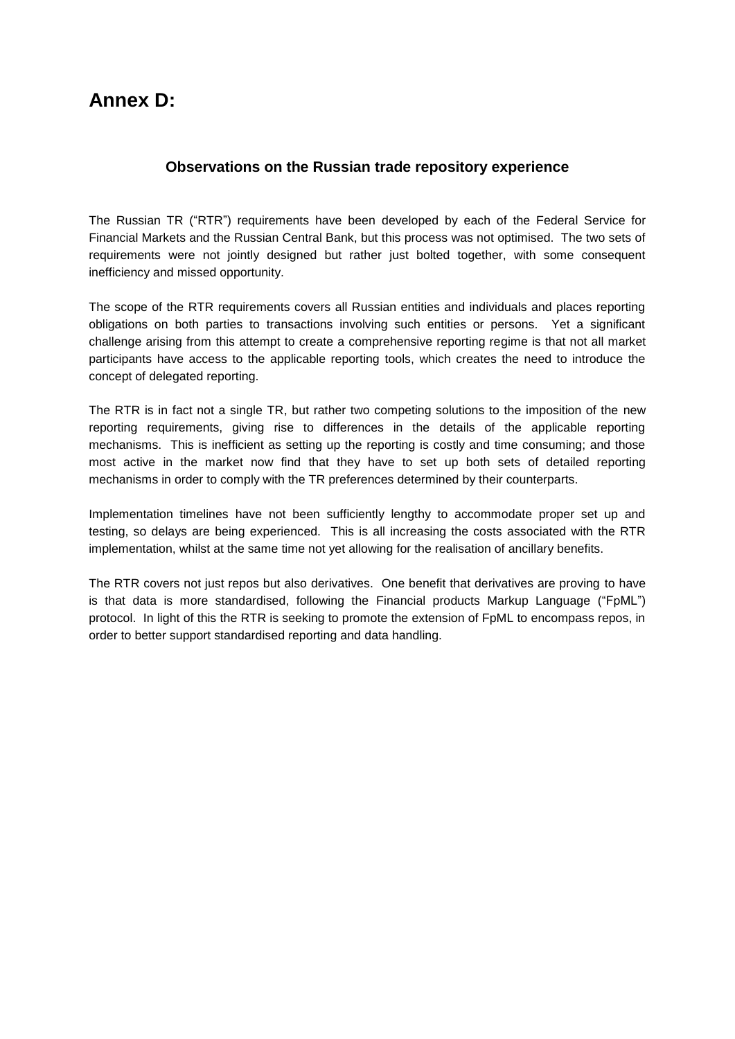# Annex D:

### Observations on the Russian trade repository experience

The Russian TR ("RTR") requirements have been developed by each of the Federal Service for Financial Markets and the Russian Central Bank, but this process was not optimised. The two sets of requirements were not jointly designed but rather just bolted together, with some consequent inefficiency and missed opportunity.

The scope of the RTR requirements covers all Russian entities and individuals and places reporting obligations on both parties to transactions involving such entities or persons. Yet a significant challenge arising from this attempt to create a comprehensive reporting regime is that not all market participants have access to the applicable reporting tools, which creates the need to introduce the concept of delegated reporting.

The RTR is in fact not a single TR, but rather two competing solutions to the imposition of the new reporting requirements, giving rise to differences in the details of the applicable reporting mechanisms. This is inefficient as setting up the reporting is costly and time consuming; and those most active in the market now find that they have to set up both sets of detailed reporting mechanisms in order to comply with the TR preferences determined by their counterparts.

Implementation timelines have not been sufficiently lengthy to accommodate proper set up and testing, so delays are being experienced. This is all increasing the costs associated with the RTR implementation, whilst at the same time not yet allowing for the realisation of ancillary benefits.

The RTR covers not just repos but also derivatives. One benefit that derivatives are proving to have is that data is more standardised, following the Financial products Markup Language ("FpML") protocol. In light of this the RTR is seeking to promote the extension of FpML to encompass repos, in order to better support standardised reporting and data handling.